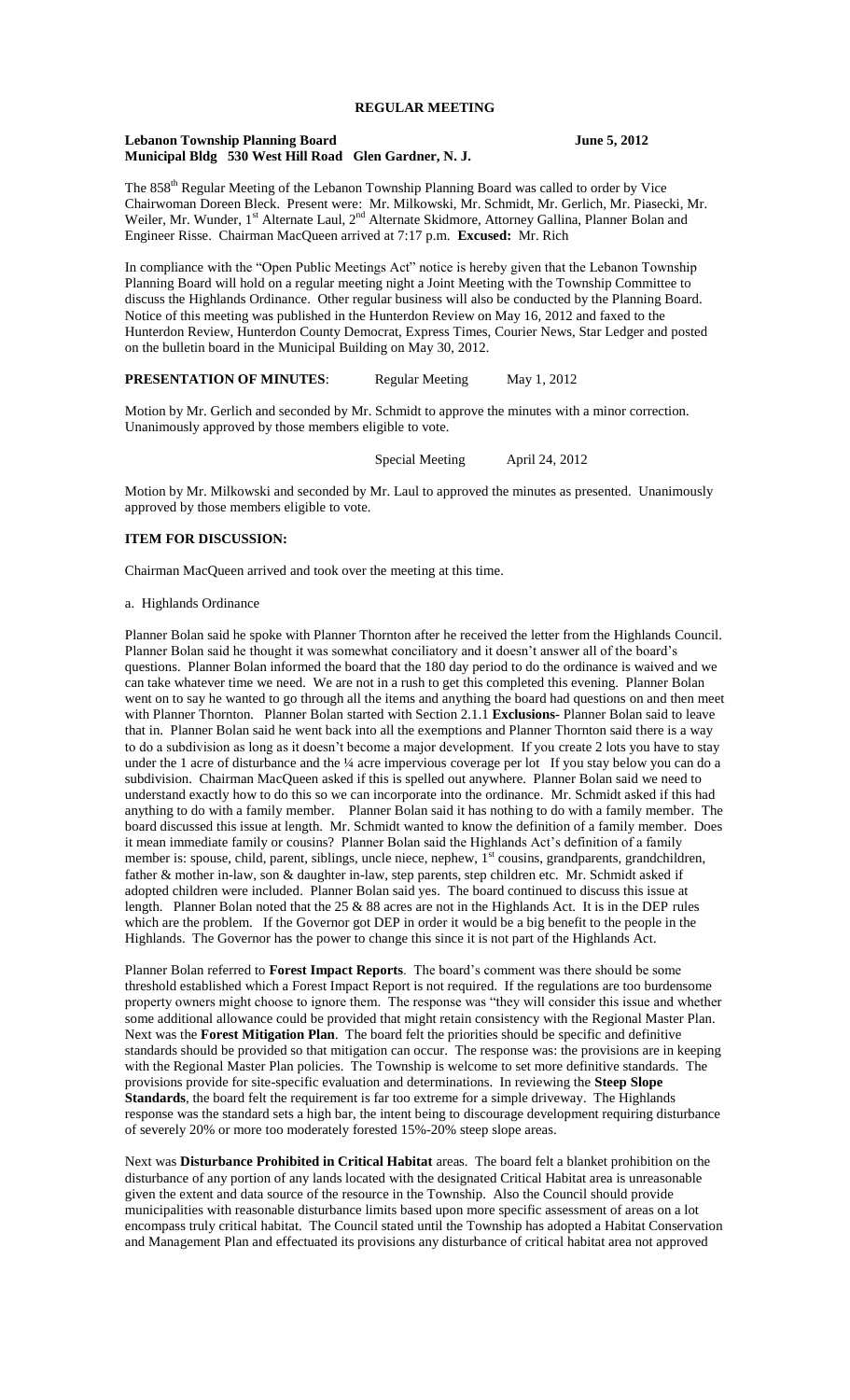# REGULAR MEETING

**Lebanon Township Planning Board** **June 5, 2012**
**Municipal Bldg 530 West Hill Road Glen Gardner, N. J.**

The 858[th] Regular Meeting of the Lebanon Township Planning Board was called to order by Vice Chairwoman Doreen Bleck. Present were: Mr. Milkowski, Mr. Schmidt, Mr. Gerlich, Mr. Piasecki, Mr. Weiler, Mr. Wunder, 1[st] Alternate Laul, 2[nd] Alternate Skidmore, Attorney Gallina, Planner Bolan and Engineer Risse. Chairman MacQueen arrived at 7:17 p.m. **Excused:** Mr. Rich

In compliance with the "Open Public Meetings Act" notice is hereby given that the Lebanon Township Planning Board will hold on a regular meeting night a Joint Meeting with the Township Committee to discuss the Highlands Ordinance. Other regular business will also be conducted by the Planning Board. Notice of this meeting was published in the Hunterdon Review on May 16, 2012 and faxed to the Hunterdon Review, Hunterdon County Democrat, Express Times, Courier News, Star Ledger and posted on the bulletin board in the Municipal Building on May 30, 2012.

**PRESENTATION OF MINUTES**: Regular Meeting May 1, 2012

Motion by Mr. Gerlich and seconded by Mr. Schmidt to approve the minutes with a minor correction. Unanimously approved by those members eligible to vote.

Special Meeting April 24, 2012

Motion by Mr. Milkowski and seconded by Mr. Laul to approved the minutes as presented. Unanimously approved by those members eligible to vote.

**ITEM FOR DISCUSSION:**

Chairman MacQueen arrived and took over the meeting at this time.

a. Highlands Ordinance

Planner Bolan said he spoke with Planner Thornton after he received the letter from the Highlands Council. Planner Bolan said he thought it was somewhat conciliatory and it doesn't answer all of the board's questions. Planner Bolan informed the board that the 180 day period to do the ordinance is waived and we can take whatever time we need. We are not in a rush to get this completed this evening. Planner Bolan went on to say he wanted to go through all the items and anything the board had questions on and then meet with Planner Thornton. Planner Bolan started with Section 2.1.1 **Exclusions-** Planner Bolan said to leave that in. Planner Bolan said he went back into all the exemptions and Planner Thornton said there is a way to do a subdivision as long as it doesn't become a major development. If you create 2 lots you have to stay under the 1 acre of disturbance and the ¼ acre impervious coverage per lot If you stay below you can do a subdivision. Chairman MacQueen asked if this is spelled out anywhere. Planner Bolan said we need to understand exactly how to do this so we can incorporate into the ordinance. Mr. Schmidt asked if this had anything to do with a family member. Planner Bolan said it has nothing to do with a family member. The board discussed this issue at length. Mr. Schmidt wanted to know the definition of a family member. Does it mean immediate family or cousins? Planner Bolan said the Highlands Act's definition of a family member is: spouse, child, parent, siblings, uncle niece, nephew, 1[st] cousins, grandparents, grandchildren, father & mother in-law, son & daughter in-law, step parents, step children etc. Mr. Schmidt asked if adopted children were included. Planner Bolan said yes. The board continued to discuss this issue at length. Planner Bolan noted that the 25 & 88 acres are not in the Highlands Act. It is in the DEP rules which are the problem. If the Governor got DEP in order it would be a big benefit to the people in the Highlands. The Governor has the power to change this since it is not part of the Highlands Act.

Planner Bolan referred to **Forest Impact Reports**. The board's comment was there should be some threshold established which a Forest Impact Report is not required. If the regulations are too burdensome property owners might choose to ignore them. The response was "they will consider this issue and whether some additional allowance could be provided that might retain consistency with the Regional Master Plan. Next was the **Forest Mitigation Plan**. The board felt the priorities should be specific and definitive standards should be provided so that mitigation can occur. The response was: the provisions are in keeping with the Regional Master Plan policies. The Township is welcome to set more definitive standards. The provisions provide for site-specific evaluation and determinations. In reviewing the **Steep Slope Standards**, the board felt the requirement is far too extreme for a simple driveway. The Highlands response was the standard sets a high bar, the intent being to discourage development requiring disturbance of severely 20% or more too moderately forested 15%-20% steep slope areas.

Next was **Disturbance Prohibited in Critical Habitat** areas. The board felt a blanket prohibition on the disturbance of any portion of any lands located with the designated Critical Habitat area is unreasonable given the extent and data source of the resource in the Township. Also the Council should provide municipalities with reasonable disturbance limits based upon more specific assessment of areas on a lot encompass truly critical habitat. The Council stated until the Township has adopted a Habitat Conservation and Management Plan and effectuated its provisions any disturbance of critical habitat area not approved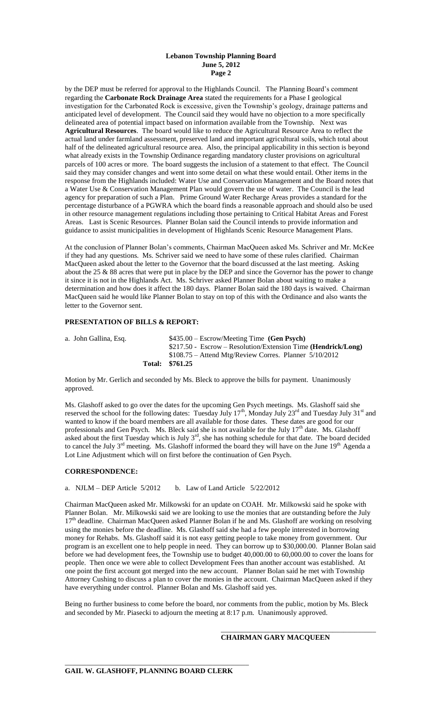by the DEP must be referred for approval to the Highlands Council. The Planning Board's comment regarding the **Carbonate Rock Drainage Area** stated the requirements for a Phase I geological investigation for the Carbonated Rock is excessive, given the Township's geology, drainage patterns and anticipated level of development. The Council said they would have no objection to a more specifically delineated area of potential impact based on information available from the Township. Next was **Agricultural Resources**. The board would like to reduce the Agricultural Resource Area to reflect the actual land under farmland assessment, preserved land and important agricultural soils, which total about half of the delineated agricultural resource area. Also, the principal applicability in this section is beyond what already exists in the Township Ordinance regarding mandatory cluster provisions on agricultural parcels of 100 acres or more. The board suggests the inclusion of a statement to that effect. The Council said they may consider changes and went into some detail on what these would entail. Other items in the response from the Highlands included: Water Use and Conservation Management and the Board notes that a Water Use & Conservation Management Plan would govern the use of water. The Council is the lead agency for preparation of such a Plan. Prime Ground Water Recharge Areas provides a standard for the percentage disturbance of a PGWRA which the board finds a reasonable approach and should also be used in other resource management regulations including those pertaining to Critical Habitat Areas and Forest Areas. Last is Scenic Resources. Planner Bolan said the Council intends to provide information and guidance to assist municipalities in development of Highlands Scenic Resource Management Plans.

At the conclusion of Planner Bolan's comments, Chairman MacQueen asked Ms. Schriver and Mr. McKee if they had any questions. Ms. Schriver said we need to have some of these rules clarified. Chairman MacQueen asked about the letter to the Governor that the board discussed at the last meeting. Asking about the 25 & 88 acres that were put in place by the DEP and since the Governor has the power to change it since it is not in the Highlands Act. Ms. Schriver asked Planner Bolan about waiting to make a determination and how does it affect the 180 days. Planner Bolan said the 180 days is waived. Chairman MacQueen said he would like Planner Bolan to stay on top of this with the Ordinance and also wants the letter to the Governor sent.

**PRESENTATION OF BILLS & REPORT:**

| | |
|---|---|
| a. John Gallina, Esq. | $435.00 – Escrow/Meeting Time **(Gen Psych)** |
| | $217.50 - Escrow – Resolution/Extension Time **(Hendrick/Long)** |
| | $108.75 – Attend Mtg/Review Corres. Planner 5/10/2012 |
| **Total:** | **$761.25** |

Motion by Mr. Gerlich and seconded by Ms. Bleck to approve the bills for payment. Unanimously approved.

Ms. Glashoff asked to go over the dates for the upcoming Gen Psych meetings. Ms. Glashoff said she reserved the school for the following dates: Tuesday July 17th, Monday July 23rd and Tuesday July 31st and wanted to know if the board members are all available for those dates. These dates are good for our professionals and Gen Psych. Ms. Bleck said she is not available for the July 17th date. Ms. Glashoff asked about the first Tuesday which is July 3rd, she has nothing schedule for that date. The board decided to cancel the July 3rd meeting. Ms. Glashoff informed the board they will have on the June 19th Agenda a Lot Line Adjustment which will on first before the continuation of Gen Psych.

**CORRESPONDENCE:**

a. NJLM – DEP Article 5/2012 b. Law of Land Article 5/22/2012

Chairman MacQueen asked Mr. Milkowski for an update on COAH. Mr. Milkowski said he spoke with Planner Bolan. Mr. Milkowski said we are looking to use the monies that are outstanding before the July 17th deadline. Chairman MacQueen asked Planner Bolan if he and Ms. Glashoff are working on resolving using the monies before the deadline. Ms. Glashoff said she had a few people interested in borrowing money for Rehabs. Ms. Glashoff said it is not easy getting people to take money from government. Our program is an excellent one to help people in need. They can borrow up to $30,000.00. Planner Bolan said before we had development fees, the Township use to budget 40,000.00 to 60,000.00 to cover the loans for people. Then once we were able to collect Development Fees than another account was established. At one point the first account got merged into the new account. Planner Bolan said he met with Township Attorney Cushing to discuss a plan to cover the monies in the account. Chairman MacQueen asked if they have everything under control. Planner Bolan and Ms. Glashoff said yes.

Being no further business to come before the board, nor comments from the public, motion by Ms. Bleck and seconded by Mr. Piasecki to adjourn the meeting at 8:17 p.m. Unanimously approved.

\_\_\_\_\_\_\_\_\_\_\_\_\_\_\_\_\_\_\_\_\_\_\_\_\_\_\_\_\_\_\_\_\_\_\_\_\_\_\_\_

**CHAIRMAN GARY MACQUEEN**

\_\_\_\_\_\_\_\_\_\_\_\_\_\_\_\_\_\_\_\_\_\_\_\_\_\_\_\_\_\_\_\_\_\_\_\_\_\_\_\_

**GAIL W. GLASHOFF, PLANNING BOARD CLERK**